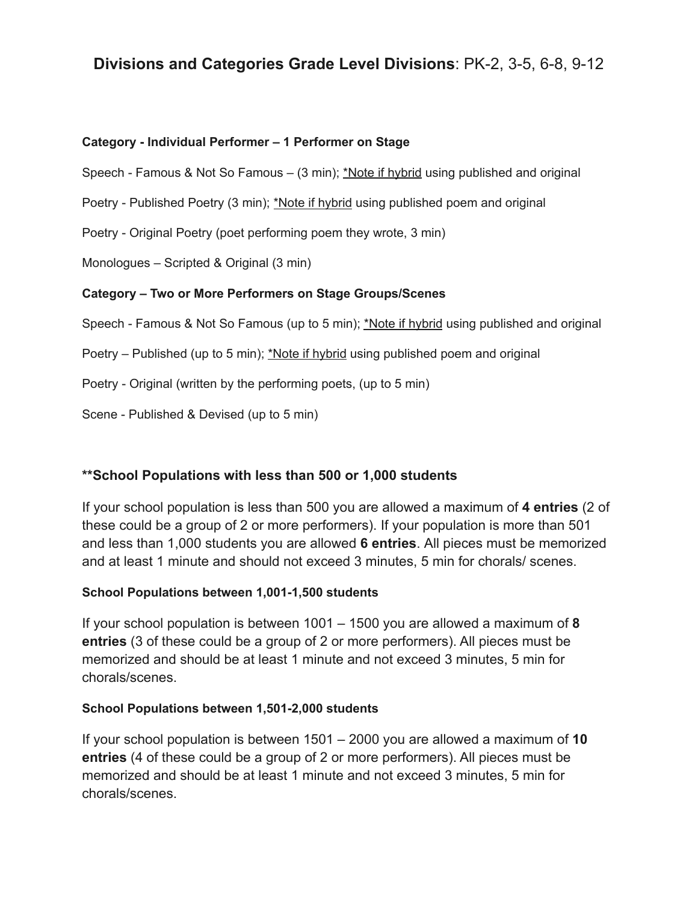# **Divisions and Categories Grade Level Divisions**: PK-2, 3-5, 6-8, 9-12

**Category - Individual Performer – 1 Performer on Stage**

Speech - Famous & Not So Famous – (3 min); *Note if hybrid using published and original

Poetry - Published Poetry (3 min); *Note if hybrid using published poem and original

Poetry - Original Poetry (poet performing poem they wrote, 3 min)

Monologues – Scripted & Original (3 min)

**Category – Two or More Performers on Stage Groups/Scenes**

Speech - Famous & Not So Famous (up to 5 min); *Note if hybrid using published and original

Poetry – Published (up to 5 min); *Note if hybrid using published poem and original

Poetry - Original (written by the performing poets, (up to 5 min)

Scene - Published & Devised (up to 5 min)

### **School Populations with less than 500 or 1,000 students

If your school population is less than 500 you are allowed a maximum of **4 entries** (2 of these could be a group of 2 or more performers). If your population is more than 501 and less than 1,000 students you are allowed **6 entries**. All pieces must be memorized and at least 1 minute and should not exceed 3 minutes, 5 min for chorals/ scenes.

**School Populations between 1,001-1,500 students**

If your school population is between 1001 – 1500 you are allowed a maximum of **8 entries** (3 of these could be a group of 2 or more performers). All pieces must be memorized and should be at least 1 minute and not exceed 3 minutes, 5 min for chorals/scenes.

**School Populations between 1,501-2,000 students**

If your school population is between 1501 – 2000 you are allowed a maximum of **10 entries** (4 of these could be a group of 2 or more performers). All pieces must be memorized and should be at least 1 minute and not exceed 3 minutes, 5 min for chorals/scenes.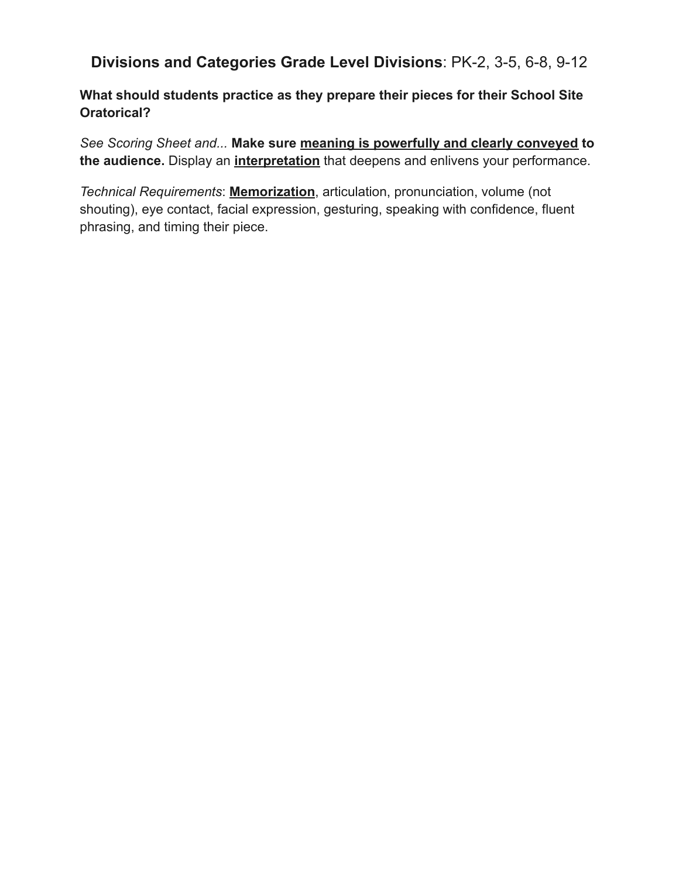## **Divisions and Categories Grade Level Divisions**: PK-2, 3-5, 6-8, 9-12

**What should students practice as they prepare their pieces for their School Site Oratorical?**

*See Scoring Sheet and...* **Make sure <u>meaning is powerfully and clearly conveyed</u> to the audience.** Display an **<u>interpretation</u>** that deepens and enlivens your performance.

*Technical Requirements*: **<u>Memorization</u>**, articulation, pronunciation, volume (not shouting), eye contact, facial expression, gesturing, speaking with confidence, fluent phrasing, and timing their piece.